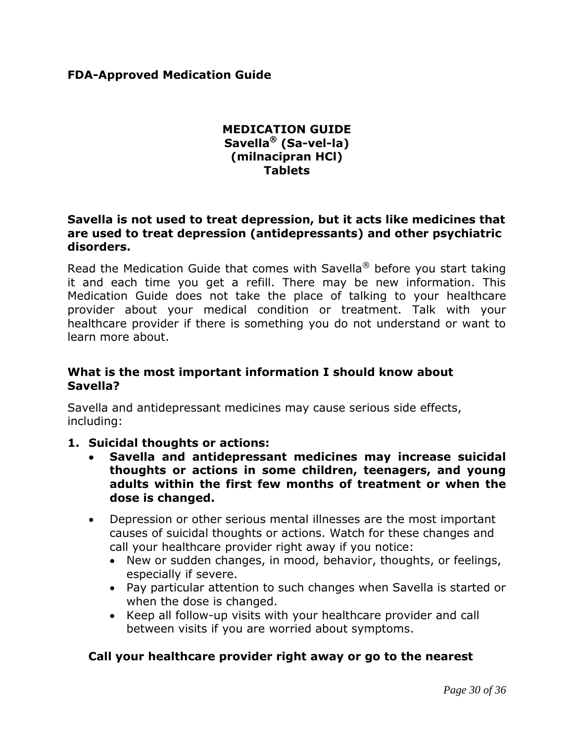**FDA-Approved Medication Guide**

# MEDICATION GUIDE
**Savella® (Sa-vel-la)**
**(milnacipran HCl)**
**Tablets**

**Savella is not used to treat depression, but it acts like medicines that are used to treat depression (antidepressants) and other psychiatric disorders.**

Read the Medication Guide that comes with Savella® before you start taking it and each time you get a refill. There may be new information. This Medication Guide does not take the place of talking to your healthcare provider about your medical condition or treatment. Talk with your healthcare provider if there is something you do not understand or want to learn more about.

## What is the most important information I should know about Savella?

Savella and antidepressant medicines may cause serious side effects, including:

1. **Suicidal thoughts or actions:**
   - **Savella and antidepressant medicines may increase suicidal thoughts or actions in some children, teenagers, and young adults within the first few months of treatment or when the dose is changed.**
   - Depression or other serious mental illnesses are the most important causes of suicidal thoughts or actions. Watch for these changes and call your healthcare provider right away if you notice:
     - New or sudden changes, in mood, behavior, thoughts, or feelings, especially if severe.
     - Pay particular attention to such changes when Savella is started or when the dose is changed.
     - Keep all follow-up visits with your healthcare provider and call between visits if you are worried about symptoms.

   **Call your healthcare provider right away or go to the nearest**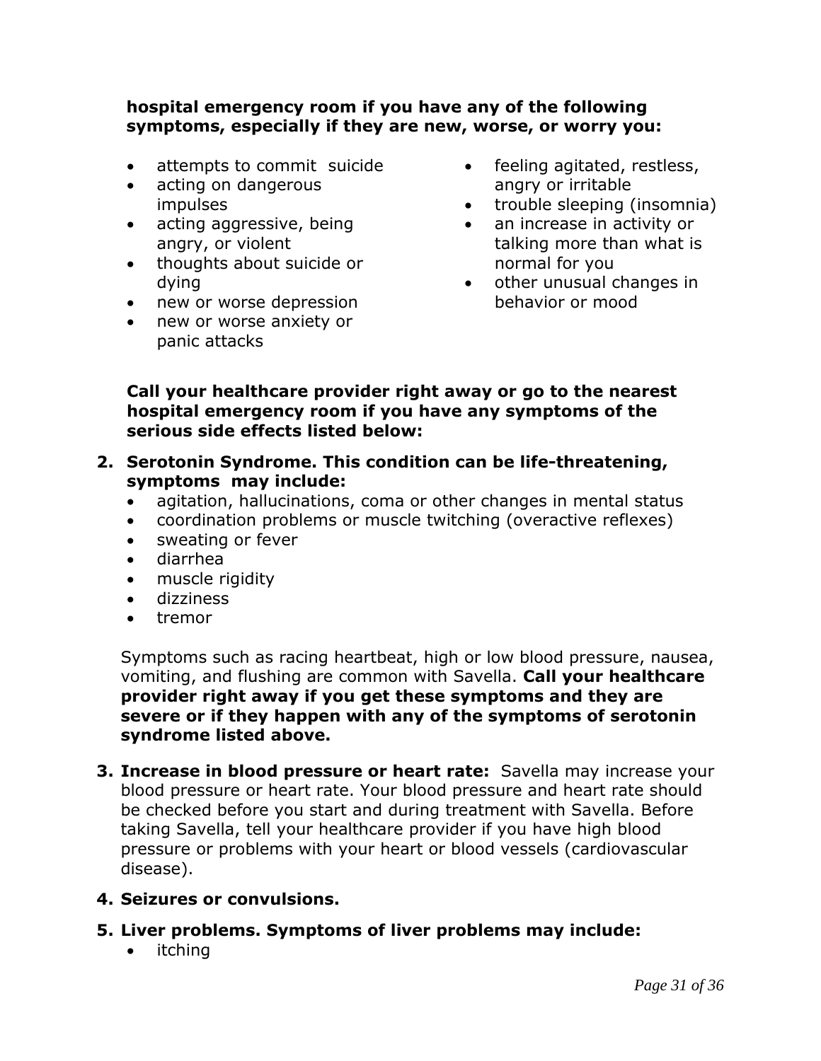**hospital emergency room if you have any of the following symptoms, especially if they are new, worse, or worry you:**

- attempts to commit suicide
- acting on dangerous impulses
- acting aggressive, being angry, or violent
- thoughts about suicide or dying
- new or worse depression
- new or worse anxiety or panic attacks
- feeling agitated, restless, angry or irritable
- trouble sleeping (insomnia)
- an increase in activity or talking more than what is normal for you
- other unusual changes in behavior or mood

**Call your healthcare provider right away or go to the nearest hospital emergency room if you have any symptoms of the serious side effects listed below:**

2. **Serotonin Syndrome. This condition can be life-threatening, symptoms may include:**
   - agitation, hallucinations, coma or other changes in mental status
   - coordination problems or muscle twitching (overactive reflexes)
   - sweating or fever
   - diarrhea
   - muscle rigidity
   - dizziness
   - tremor

   Symptoms such as racing heartbeat, high or low blood pressure, nausea, vomiting, and flushing are common with Savella. **Call your healthcare provider right away if you get these symptoms and they are severe or if they happen with any of the symptoms of serotonin syndrome listed above.**

3. **Increase in blood pressure or heart rate:** Savella may increase your blood pressure or heart rate. Your blood pressure and heart rate should be checked before you start and during treatment with Savella. Before taking Savella, tell your healthcare provider if you have high blood pressure or problems with your heart or blood vessels (cardiovascular disease).

4. **Seizures or convulsions.**

5. **Liver problems. Symptoms of liver problems may include:**
   - itching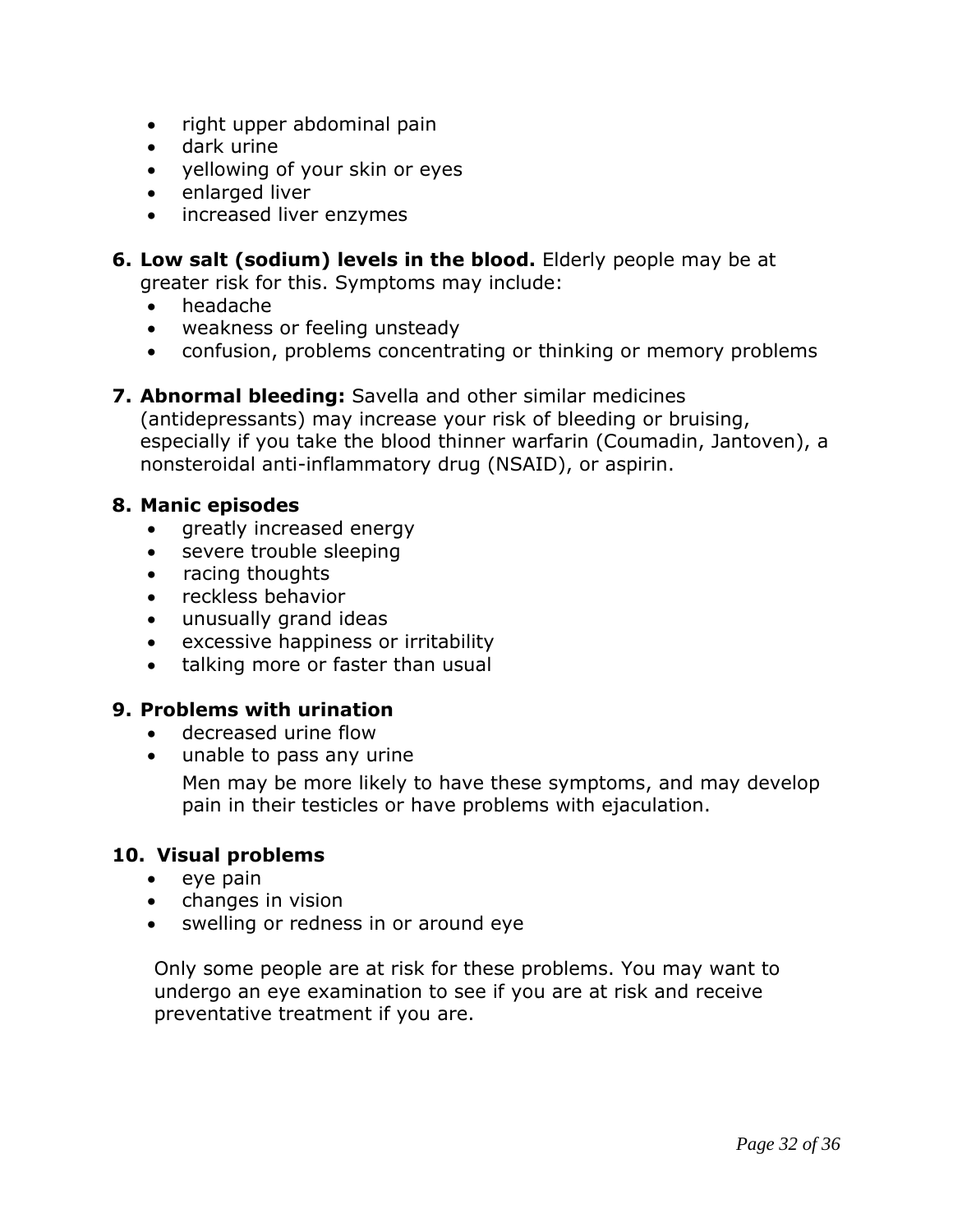- right upper abdominal pain
- dark urine
- yellowing of your skin or eyes
- enlarged liver
- increased liver enzymes

6. **Low salt (sodium) levels in the blood.** Elderly people may be at greater risk for this. Symptoms may include:
   - headache
   - weakness or feeling unsteady
   - confusion, problems concentrating or thinking or memory problems

7. **Abnormal bleeding:** Savella and other similar medicines (antidepressants) may increase your risk of bleeding or bruising, especially if you take the blood thinner warfarin (Coumadin, Jantoven), a nonsteroidal anti-inflammatory drug (NSAID), or aspirin.

8. **Manic episodes**
   - greatly increased energy
   - severe trouble sleeping
   - racing thoughts
   - reckless behavior
   - unusually grand ideas
   - excessive happiness or irritability
   - talking more or faster than usual

9. **Problems with urination**
   - decreased urine flow
   - unable to pass any urine

     Men may be more likely to have these symptoms, and may develop pain in their testicles or have problems with ejaculation.

10. **Visual problems**
    - eye pain
    - changes in vision
    - swelling or redness in or around eye

    Only some people are at risk for these problems. You may want to undergo an eye examination to see if you are at risk and receive preventative treatment if you are.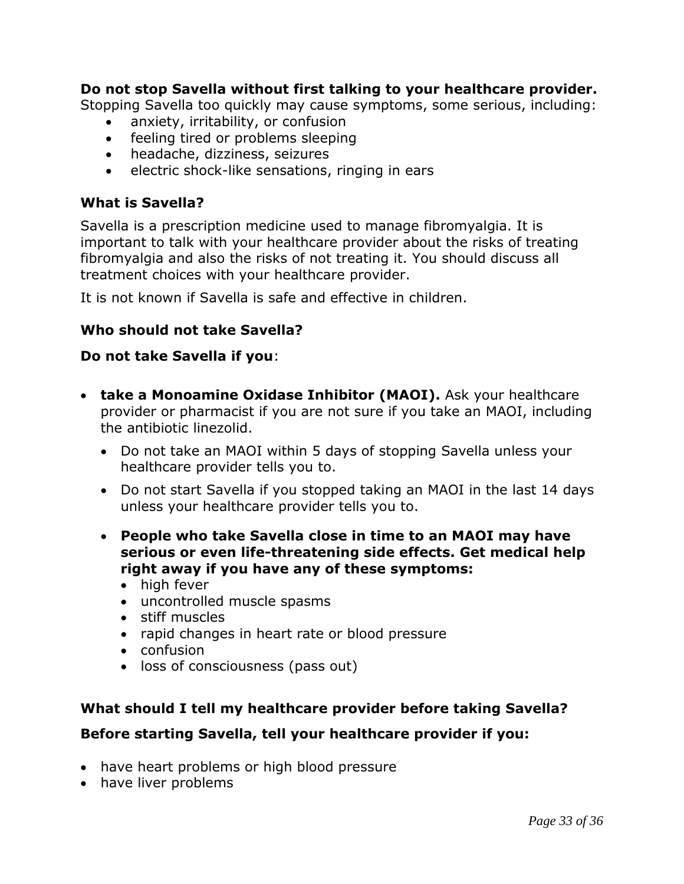**Do not stop Savella without first talking to your healthcare provider.** Stopping Savella too quickly may cause symptoms, some serious, including:

- anxiety, irritability, or confusion
- feeling tired or problems sleeping
- headache, dizziness, seizures
- electric shock-like sensations, ringing in ears

### What is Savella?

Savella is a prescription medicine used to manage fibromyalgia. It is important to talk with your healthcare provider about the risks of treating fibromyalgia and also the risks of not treating it. You should discuss all treatment choices with your healthcare provider.

It is not known if Savella is safe and effective in children.

### Who should not take Savella?

**Do not take Savella if you**:

- **take a Monoamine Oxidase Inhibitor (MAOI).** Ask your healthcare provider or pharmacist if you are not sure if you take an MAOI, including the antibiotic linezolid.
  - Do not take an MAOI within 5 days of stopping Savella unless your healthcare provider tells you to.
  - Do not start Savella if you stopped taking an MAOI in the last 14 days unless your healthcare provider tells you to.
  - **People who take Savella close in time to an MAOI may have serious or even life-threatening side effects. Get medical help right away if you have any of these symptoms:**
    - high fever
    - uncontrolled muscle spasms
    - stiff muscles
    - rapid changes in heart rate or blood pressure
    - confusion
    - loss of consciousness (pass out)

### What should I tell my healthcare provider before taking Savella?

**Before starting Savella, tell your healthcare provider if you:**

- have heart problems or high blood pressure
- have liver problems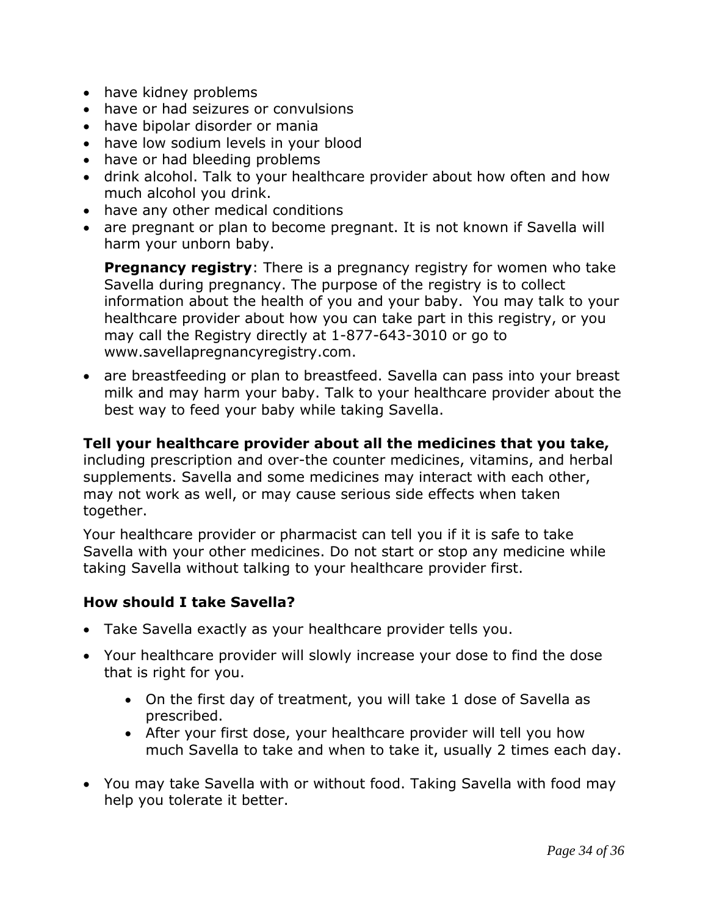- have kidney problems
- have or had seizures or convulsions
- have bipolar disorder or mania
- have low sodium levels in your blood
- have or had bleeding problems
- drink alcohol. Talk to your healthcare provider about how often and how much alcohol you drink.
- have any other medical conditions
- are pregnant or plan to become pregnant. It is not known if Savella will harm your unborn baby.

  **Pregnancy registry**: There is a pregnancy registry for women who take Savella during pregnancy. The purpose of the registry is to collect information about the health of you and your baby. You may talk to your healthcare provider about how you can take part in this registry, or you may call the Registry directly at 1-877-643-3010 or go to www.savellapregnancyregistry.com.

- are breastfeeding or plan to breastfeed. Savella can pass into your breast milk and may harm your baby. Talk to your healthcare provider about the best way to feed your baby while taking Savella.

**Tell your healthcare provider about all the medicines that you take,** including prescription and over-the counter medicines, vitamins, and herbal supplements. Savella and some medicines may interact with each other, may not work as well, or may cause serious side effects when taken together.

Your healthcare provider or pharmacist can tell you if it is safe to take Savella with your other medicines. Do not start or stop any medicine while taking Savella without talking to your healthcare provider first.

### How should I take Savella?

- Take Savella exactly as your healthcare provider tells you.
- Your healthcare provider will slowly increase your dose to find the dose that is right for you.
  - On the first day of treatment, you will take 1 dose of Savella as prescribed.
  - After your first dose, your healthcare provider will tell you how much Savella to take and when to take it, usually 2 times each day.
- You may take Savella with or without food. Taking Savella with food may help you tolerate it better.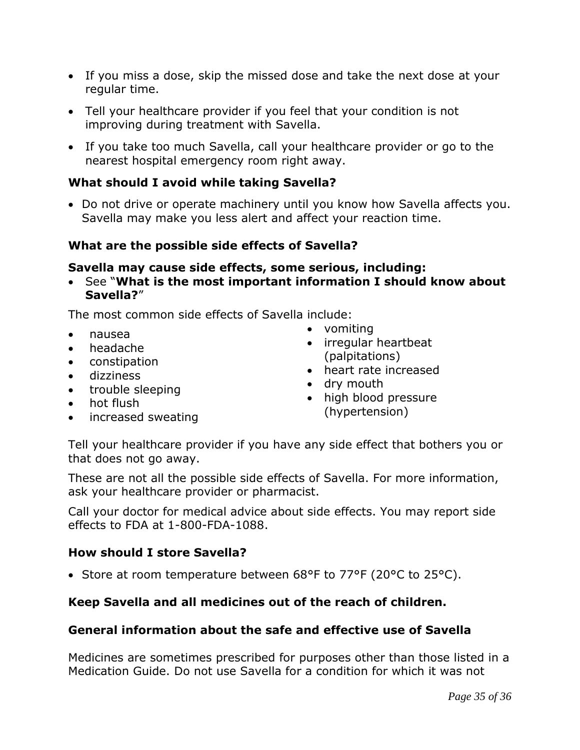- If you miss a dose, skip the missed dose and take the next dose at your regular time.
- Tell your healthcare provider if you feel that your condition is not improving during treatment with Savella.
- If you take too much Savella, call your healthcare provider or go to the nearest hospital emergency room right away.

**What should I avoid while taking Savella?**

- Do not drive or operate machinery until you know how Savella affects you. Savella may make you less alert and affect your reaction time.

**What are the possible side effects of Savella?**

**Savella may cause side effects, some serious, including:**

- See "**What is the most important information I should know about Savella?**"

The most common side effects of Savella include:

- nausea
- headache
- constipation
- dizziness
- trouble sleeping
- hot flush
- increased sweating
- vomiting
- irregular heartbeat (palpitations)
- heart rate increased
- dry mouth
- high blood pressure (hypertension)

Tell your healthcare provider if you have any side effect that bothers you or that does not go away.

These are not all the possible side effects of Savella. For more information, ask your healthcare provider or pharmacist.

Call your doctor for medical advice about side effects. You may report side effects to FDA at 1-800-FDA-1088.

**How should I store Savella?**

- Store at room temperature between 68°F to 77°F (20°C to 25°C).

**Keep Savella and all medicines out of the reach of children.**

**General information about the safe and effective use of Savella**

Medicines are sometimes prescribed for purposes other than those listed in a Medication Guide. Do not use Savella for a condition for which it was not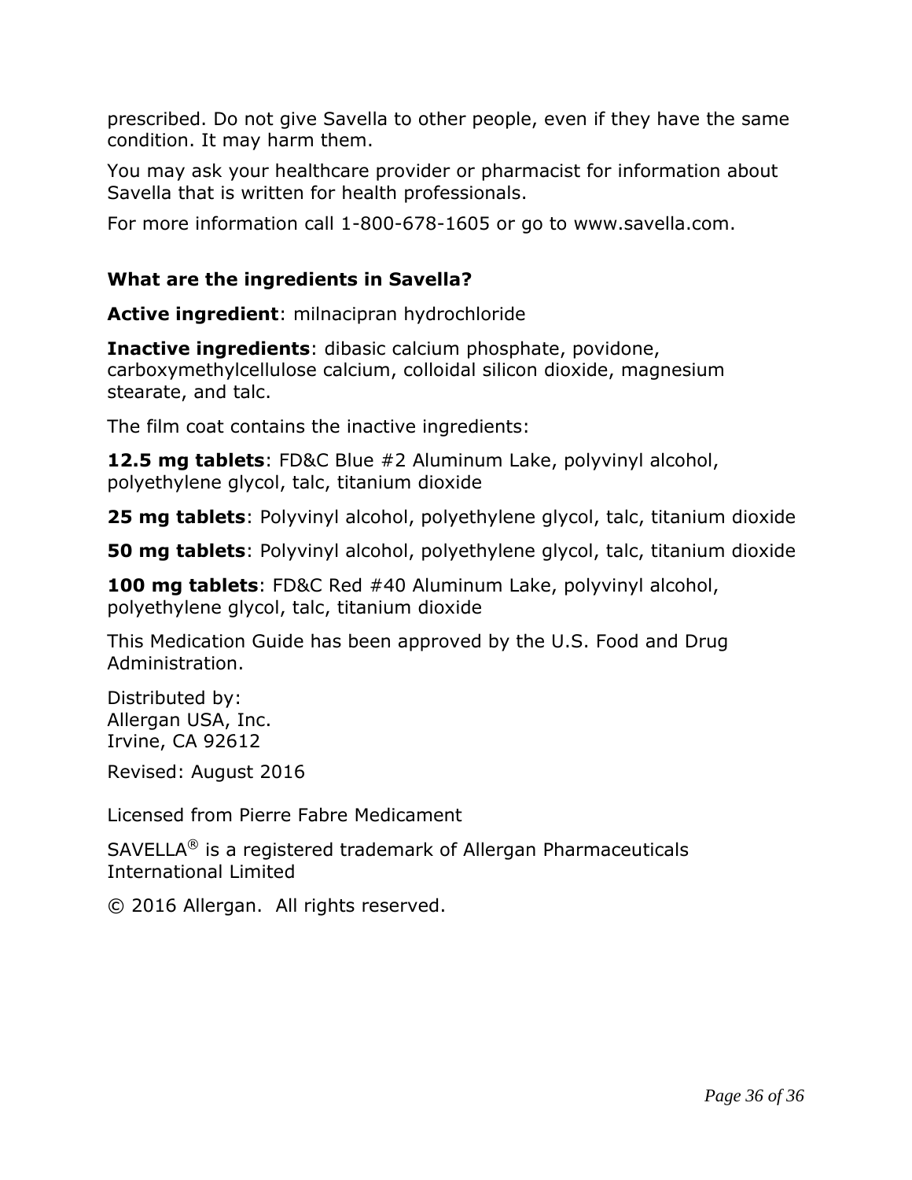prescribed. Do not give Savella to other people, even if they have the same condition. It may harm them.

You may ask your healthcare provider or pharmacist for information about Savella that is written for health professionals.

For more information call 1-800-678-1605 or go to www.savella.com.

**What are the ingredients in Savella?**

**Active ingredient**: milnacipran hydrochloride

**Inactive ingredients**: dibasic calcium phosphate, povidone, carboxymethylcellulose calcium, colloidal silicon dioxide, magnesium stearate, and talc.

The film coat contains the inactive ingredients:

**12.5 mg tablets**: FD&C Blue #2 Aluminum Lake, polyvinyl alcohol, polyethylene glycol, talc, titanium dioxide

**25 mg tablets**: Polyvinyl alcohol, polyethylene glycol, talc, titanium dioxide

**50 mg tablets**: Polyvinyl alcohol, polyethylene glycol, talc, titanium dioxide

**100 mg tablets**: FD&C Red #40 Aluminum Lake, polyvinyl alcohol, polyethylene glycol, talc, titanium dioxide

This Medication Guide has been approved by the U.S. Food and Drug Administration.

Distributed by:
Allergan USA, Inc.
Irvine, CA 92612

Revised: August 2016

Licensed from Pierre Fabre Medicament

SAVELLA® is a registered trademark of Allergan Pharmaceuticals International Limited

© 2016 Allergan. All rights reserved.